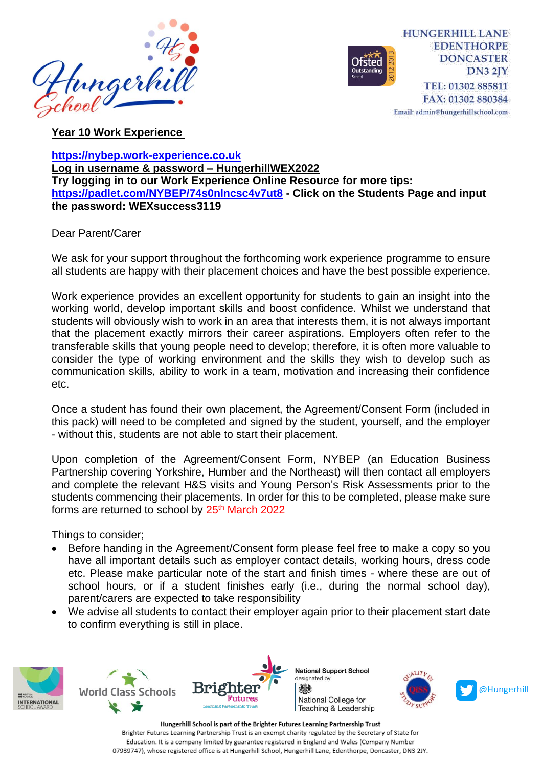HUNGERHILL LANE
EDENTHORPE
DONCASTER
DN3 2JY
TEL: 01302 885811
FAX: 01302 880384
Email: admin@hungerhillschool.com

**Year 10 Work Experience**

**https://nybep.work-experience.co.uk**
**Log in username & password – HungerhillWEX2022**
**Try logging in to our Work Experience Online Resource for more tips: https://padlet.com/NYBEP/74s0nlncsc4v7ut8 - Click on the Students Page and input the password: WEXsuccess3119**

Dear Parent/Carer

We ask for your support throughout the forthcoming work experience programme to ensure all students are happy with their placement choices and have the best possible experience.

Work experience provides an excellent opportunity for students to gain an insight into the working world, develop important skills and boost confidence. Whilst we understand that students will obviously wish to work in an area that interests them, it is not always important that the placement exactly mirrors their career aspirations. Employers often refer to the transferable skills that young people need to develop; therefore, it is often more valuable to consider the type of working environment and the skills they wish to develop such as communication skills, ability to work in a team, motivation and increasing their confidence etc.

Once a student has found their own placement, the Agreement/Consent Form (included in this pack) will need to be completed and signed by the student, yourself, and the employer - without this, students are not able to start their placement.

Upon completion of the Agreement/Consent Form, NYBEP (an Education Business Partnership covering Yorkshire, Humber and the Northeast) will then contact all employers and complete the relevant H&S visits and Young Person's Risk Assessments prior to the students commencing their placements. In order for this to be completed, please make sure forms are returned to school by 25th March 2022

Things to consider;

- Before handing in the Agreement/Consent form please feel free to make a copy so you have all important details such as employer contact details, working hours, dress code etc. Please make particular note of the start and finish times - where these are out of school hours, or if a student finishes early (i.e., during the normal school day), parent/carers are expected to take responsibility
- We advise all students to contact their employer again prior to their placement start date to confirm everything is still in place.

National Support School designated by National College for Teaching & Leadership

@Hungerhill

**Hungerhill School is part of the Brighter Futures Learning Partnership Trust**
Brighter Futures Learning Partnership Trust is an exempt charity regulated by the Secretary of State for Education. It is a company limited by guarantee registered in England and Wales (Company Number 07939747), whose registered office is at Hungerhill School, Hungerhill Lane, Edenthorpe, Doncaster, DN3 2JY.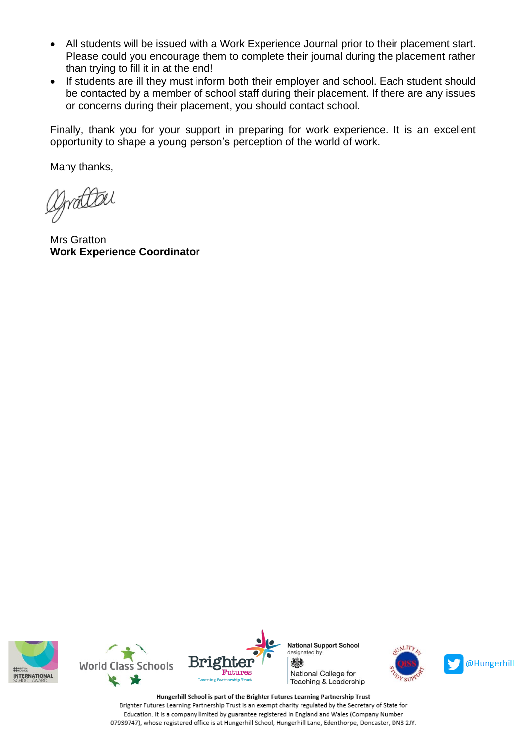- All students will be issued with a Work Experience Journal prior to their placement start. Please could you encourage them to complete their journal during the placement rather than trying to fill it in at the end!
- If students are ill they must inform both their employer and school. Each student should be contacted by a member of school staff during their placement. If there are any issues or concerns during their placement, you should contact school.

Finally, thank you for your support in preparing for work experience. It is an excellent opportunity to shape a young person's perception of the world of work.

Many thanks,

Mrs Gratton
**Work Experience Coordinator**

**Hungerhill School is part of the Brighter Futures Learning Partnership Trust**
Brighter Futures Learning Partnership Trust is an exempt charity regulated by the Secretary of State for Education. It is a company limited by guarantee registered in England and Wales (Company Number 07939747), whose registered office is at Hungerhill School, Hungerhill Lane, Edenthorpe, Doncaster, DN3 2JY.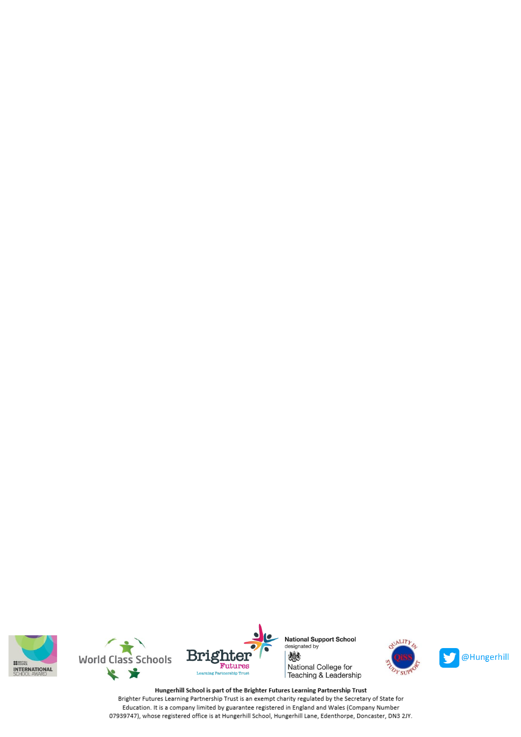National Support School designated by National College for Teaching & Leadership

@Hungerhill

**Hungerhill School is part of the Brighter Futures Learning Partnership Trust**

Brighter Futures Learning Partnership Trust is an exempt charity regulated by the Secretary of State for Education. It is a company limited by guarantee registered in England and Wales (Company Number 07939747), whose registered office is at Hungerhill School, Hungerhill Lane, Edenthorpe, Doncaster, DN3 2JY.